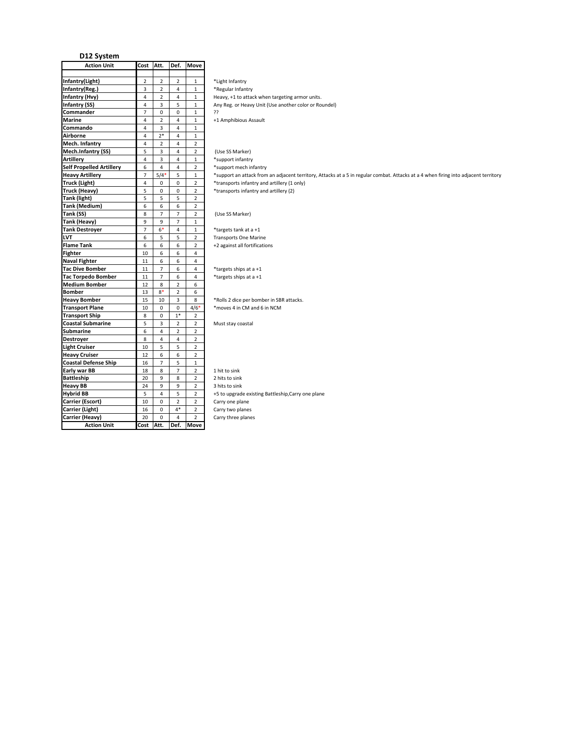## D12 System

| Action Unit | Cost | Att. | Def. | Move | |
|---|---|---|---|---|---|
| | | | | | |
| Infantry(Light) | 2 | 2 | 2 | 1 | *Light Infantry |
| Infantry(Reg.) | 3 | 2 | 4 | 1 | *Regular Infantry |
| Infantry (Hvy) | 4 | 2 | 4 | 1 | Heavy, +1 to attack when targeting armor units. |
| Infantry (SS) | 4 | 3 | 5 | 1 | Any Reg. or Heavy Unit (Use another color or Roundel) |
| Commander | 7 | 0 | 0 | 1 | ?? |
| Marine | 4 | 2 | 4 | 1 | +1 Amphibious Assault |
| Commando | 4 | 3 | 4 | 1 | |
| Airborne | 4 | 2* | 4 | 1 | |
| Mech. Infantry | 4 | 2 | 4 | 2 | |
| Mech.Infantry (SS) | 5 | 3 | 4 | 2 | (Use SS Marker) |
| Artillery | 4 | 3 | 4 | 1 | *support infantry |
| Self Propelled Artillery | 6 | 4 | 4 | 2 | *support mech infantry |
| Heavy Artillery | 7 | 5/4* | 5 | 1 | *support an attack from an adjacent territory, Attacks at a 5 in regular combat. Attacks at a 4 when firing into adjacent territory |
| Truck (Light) | 4 | 0 | 0 | 2 | *transports infantry and artillery (1 only) |
| Truck (Heavy) | 5 | 0 | 0 | 2 | *transports infantry and artillery (2) |
| Tank (light) | 5 | 5 | 5 | 2 | |
| Tank (Medium) | 6 | 6 | 6 | 2 | |
| Tank (SS) | 8 | 7 | 7 | 2 | (Use SS Marker) |
| Tank (Heavy) | 9 | 9 | 7 | 1 | |
| Tank Destroyer | 7 | 6* | 4 | 1 | *targets tank at a +1 |
| LVT | 6 | 5 | 5 | 2 | Transports One Marine |
| Flame Tank | 6 | 6 | 6 | 2 | +2 against all fortifications |
| Fighter | 10 | 6 | 6 | 4 | |
| Naval Fighter | 11 | 6 | 6 | 4 | |
| Tac Dive Bomber | 11 | 7 | 6 | 4 | *targets ships at a +1 |
| Tac Torpedo Bomber | 11 | 7 | 6 | 4 | *targets ships at a +1 |
| Medium Bomber | 12 | 8 | 2 | 6 | |
| Bomber | 13 | 8* | 2 | 6 | |
| Heavy Bomber | 15 | 10 | 3 | 8 | *Rolls 2 dice per bomber in SBR attacks. |
| Transport Plane | 10 | 0 | 0 | 4/6* | *moves 4 in CM and 6 in NCM |
| Transport Ship | 8 | 0 | 1* | 2 | |
| Coastal Submarine | 5 | 3 | 2 | 2 | Must stay coastal |
| Submarine | 6 | 4 | 2 | 2 | |
| Destroyer | 8 | 4 | 4 | 2 | |
| Light Cruiser | 10 | 5 | 5 | 2 | |
| Heavy Cruiser | 12 | 6 | 6 | 2 | |
| Coastal Defense Ship | 16 | 7 | 5 | 1 | |
| Early war BB | 18 | 8 | 7 | 2 | 1 hit to sink |
| Battleship | 20 | 9 | 8 | 2 | 2 hits to sink |
| Heavy BB | 24 | 9 | 9 | 2 | 3 hits to sink |
| Hybrid BB | 5 | 4 | 5 | 2 | +5 to upgrade existing Battleship,Carry one plane |
| Carrier (Escort) | 10 | 0 | 2 | 2 | Carry one plane |
| Carrier (Light) | 16 | 0 | 4* | 2 | Carry two planes |
| Carrier (Heavy) | 20 | 0 | 4 | 2 | Carry three planes |
| Action Unit | Cost | Att. | Def. | Move | |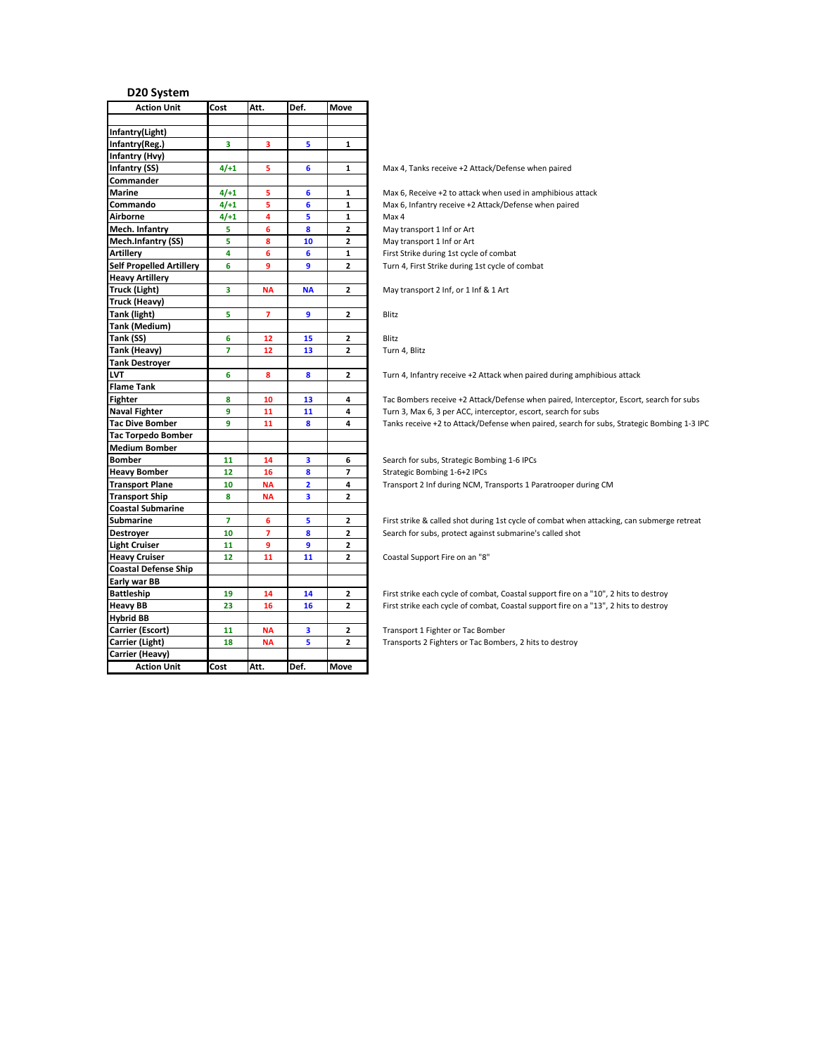## D20 System

| Action Unit | Cost | Att. | Def. | Move | |
|---|---|---|---|---|---|
| | | | | | |
| Infantry(Light) | | | | | |
| Infantry(Reg.) | 3 | 3 | 5 | 1 | |
| Infantry (Hvy) | | | | | |
| Infantry (SS) | 4/+1 | 5 | 6 | 1 | Max 4, Tanks receive +2 Attack/Defense when paired |
| Commander | | | | | |
| Marine | 4/+1 | 5 | 6 | 1 | Max 6, Receive +2 to attack when used in amphibious attack |
| Commando | 4/+1 | 5 | 6 | 1 | Max 6, Infantry receive +2 Attack/Defense when paired |
| Airborne | 4/+1 | 4 | 5 | 1 | Max 4 |
| Mech. Infantry | 5 | 6 | 8 | 2 | May transport 1 Inf or Art |
| Mech.Infantry (SS) | 5 | 8 | 10 | 2 | May transport 1 Inf or Art |
| Artillery | 4 | 6 | 6 | 1 | First Strike during 1st cycle of combat |
| Self Propelled Artillery | 6 | 9 | 9 | 2 | Turn 4, First Strike during 1st cycle of combat |
| Heavy Artillery | | | | | |
| Truck (Light) | 3 | NA | NA | 2 | May transport 2 Inf, or 1 Inf & 1 Art |
| Truck (Heavy) | | | | | |
| Tank (light) | 5 | 7 | 9 | 2 | Blitz |
| Tank (Medium) | | | | | |
| Tank (SS) | 6 | 12 | 15 | 2 | Blitz |
| Tank (Heavy) | 7 | 12 | 13 | 2 | Turn 4, Blitz |
| Tank Destroyer | | | | | |
| LVT | 6 | 8 | 8 | 2 | Turn 4, Infantry receive +2 Attack when paired during amphibious attack |
| Flame Tank | | | | | |
| Fighter | 8 | 10 | 13 | 4 | Tac Bombers receive +2 Attack/Defense when paired, Interceptor, Escort, search for subs |
| Naval Fighter | 9 | 11 | 11 | 4 | Turn 3, Max 6, 3 per ACC, interceptor, escort, search for subs |
| Tac Dive Bomber | 9 | 11 | 8 | 4 | Tanks receive +2 to Attack/Defense when paired, search for subs, Strategic Bombing 1-3 IPC |
| Tac Torpedo Bomber | | | | | |
| Medium Bomber | | | | | |
| Bomber | 11 | 14 | 3 | 6 | Search for subs, Strategic Bombing 1-6 IPCs |
| Heavy Bomber | 12 | 16 | 8 | 7 | Strategic Bombing 1-6+2 IPCs |
| Transport Plane | 10 | NA | 2 | 4 | Transport 2 Inf during NCM, Transports 1 Paratrooper during CM |
| Transport Ship | 8 | NA | 3 | 2 | |
| Coastal Submarine | | | | | |
| Submarine | 7 | 6 | 5 | 2 | First strike & called shot during 1st cycle of combat when attacking, can submerge retreat |
| Destroyer | 10 | 7 | 8 | 2 | Search for subs, protect against submarine's called shot |
| Light Cruiser | 11 | 9 | 9 | 2 | |
| Heavy Cruiser | 12 | 11 | 11 | 2 | Coastal Support Fire on an "8" |
| Coastal Defense Ship | | | | | |
| Early war BB | | | | | |
| Battleship | 19 | 14 | 14 | 2 | First strike each cycle of combat, Coastal support fire on a "10", 2 hits to destroy |
| Heavy BB | 23 | 16 | 16 | 2 | First strike each cycle of combat, Coastal support fire on a "13", 2 hits to destroy |
| Hybrid BB | | | | | |
| Carrier (Escort) | 11 | NA | 3 | 2 | Transport 1 Fighter or Tac Bomber |
| Carrier (Light) | 18 | NA | 5 | 2 | Transports 2 Fighters or Tac Bombers, 2 hits to destroy |
| Carrier (Heavy) | | | | | |
| Action Unit | Cost | Att. | Def. | Move | |